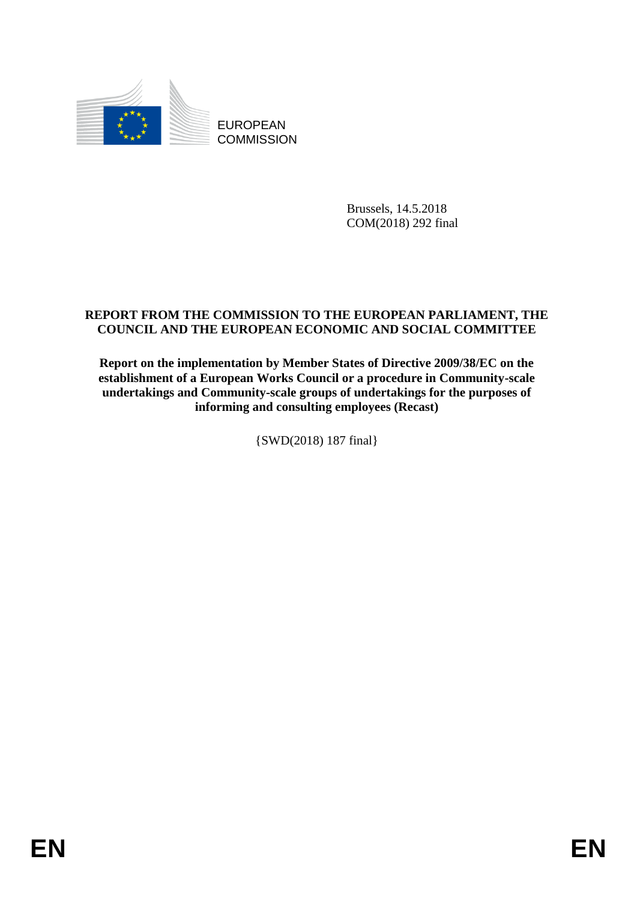EUROPEAN
COMMISSION

Brussels, 14.5.2018
COM(2018) 292 final

**REPORT FROM THE COMMISSION TO THE EUROPEAN PARLIAMENT, THE COUNCIL AND THE EUROPEAN ECONOMIC AND SOCIAL COMMITTEE**

**Report on the implementation by Member States of Directive 2009/38/EC on the establishment of a European Works Council or a procedure in Community-scale undertakings and Community-scale groups of undertakings for the purposes of informing and consulting employees (Recast)**

{SWD(2018) 187 final}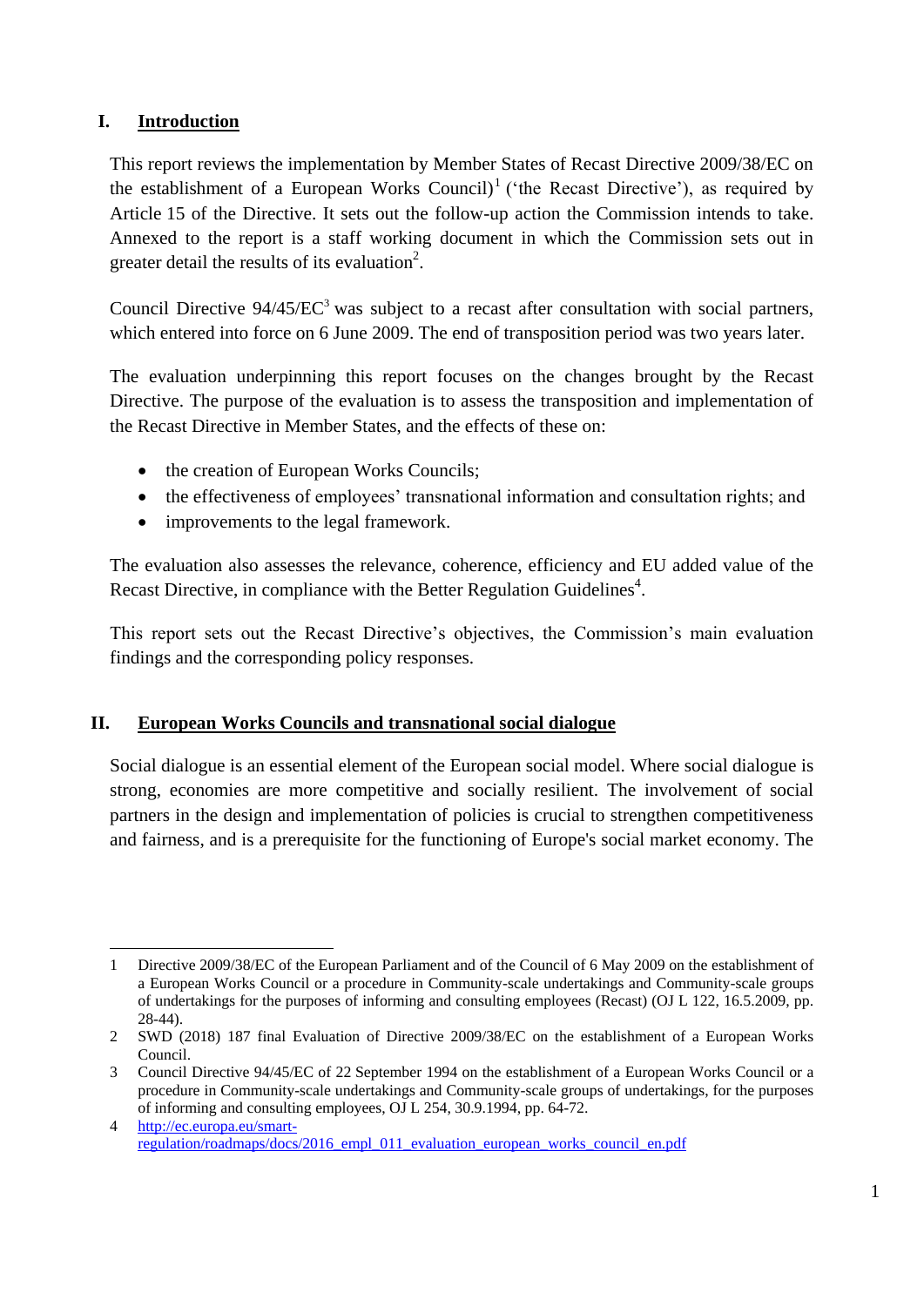## I. Introduction

This report reviews the implementation by Member States of Recast Directive 2009/38/EC on the establishment of a European Works Council)[1] ('the Recast Directive'), as required by Article 15 of the Directive. It sets out the follow-up action the Commission intends to take. Annexed to the report is a staff working document in which the Commission sets out in greater detail the results of its evaluation[2].

Council Directive 94/45/EC[3] was subject to a recast after consultation with social partners, which entered into force on 6 June 2009. The end of transposition period was two years later.

The evaluation underpinning this report focuses on the changes brought by the Recast Directive. The purpose of the evaluation is to assess the transposition and implementation of the Recast Directive in Member States, and the effects of these on:

- the creation of European Works Councils;
- the effectiveness of employees' transnational information and consultation rights; and
- improvements to the legal framework.

The evaluation also assesses the relevance, coherence, efficiency and EU added value of the Recast Directive, in compliance with the Better Regulation Guidelines[4].

This report sets out the Recast Directive's objectives, the Commission's main evaluation findings and the corresponding policy responses.

## II. European Works Councils and transnational social dialogue

Social dialogue is an essential element of the European social model. Where social dialogue is strong, economies are more competitive and socially resilient. The involvement of social partners in the design and implementation of policies is crucial to strengthen competitiveness and fairness, and is a prerequisite for the functioning of Europe's social market economy. The

---

1 Directive 2009/38/EC of the European Parliament and of the Council of 6 May 2009 on the establishment of a European Works Council or a procedure in Community-scale undertakings and Community-scale groups of undertakings for the purposes of informing and consulting employees (Recast) (OJ L 122, 16.5.2009, pp. 28-44).

2 SWD (2018) 187 final Evaluation of Directive 2009/38/EC on the establishment of a European Works Council.

3 Council Directive 94/45/EC of 22 September 1994 on the establishment of a European Works Council or a procedure in Community-scale undertakings and Community-scale groups of undertakings, for the purposes of informing and consulting employees, OJ L 254, 30.9.1994, pp. 64-72.

4 http://ec.europa.eu/smart-regulation/roadmaps/docs/2016_empl_011_evaluation_european_works_council_en.pdf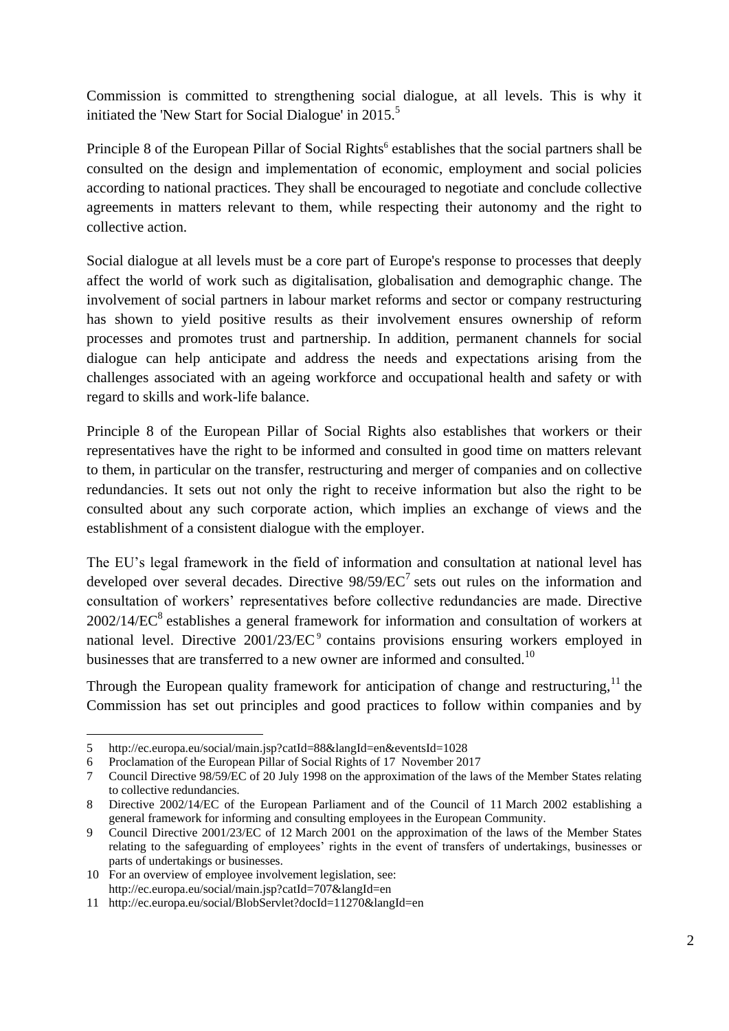Commission is committed to strengthening social dialogue, at all levels. This is why it initiated the 'New Start for Social Dialogue' in 2015.[5]

Principle 8 of the European Pillar of Social Rights[6] establishes that the social partners shall be consulted on the design and implementation of economic, employment and social policies according to national practices. They shall be encouraged to negotiate and conclude collective agreements in matters relevant to them, while respecting their autonomy and the right to collective action.

Social dialogue at all levels must be a core part of Europe's response to processes that deeply affect the world of work such as digitalisation, globalisation and demographic change. The involvement of social partners in labour market reforms and sector or company restructuring has shown to yield positive results as their involvement ensures ownership of reform processes and promotes trust and partnership. In addition, permanent channels for social dialogue can help anticipate and address the needs and expectations arising from the challenges associated with an ageing workforce and occupational health and safety or with regard to skills and work-life balance.

Principle 8 of the European Pillar of Social Rights also establishes that workers or their representatives have the right to be informed and consulted in good time on matters relevant to them, in particular on the transfer, restructuring and merger of companies and on collective redundancies. It sets out not only the right to receive information but also the right to be consulted about any such corporate action, which implies an exchange of views and the establishment of a consistent dialogue with the employer.

The EU's legal framework in the field of information and consultation at national level has developed over several decades. Directive 98/59/EC[7] sets out rules on the information and consultation of workers' representatives before collective redundancies are made. Directive 2002/14/EC[8] establishes a general framework for information and consultation of workers at national level. Directive 2001/23/EC[9] contains provisions ensuring workers employed in businesses that are transferred to a new owner are informed and consulted.[10]

Through the European quality framework for anticipation of change and restructuring,[11] the Commission has set out principles and good practices to follow within companies and by

---

5 http://ec.europa.eu/social/main.jsp?catId=88&langId=en&eventsId=1028

6 Proclamation of the European Pillar of Social Rights of 17 November 2017

7 Council Directive 98/59/EC of 20 July 1998 on the approximation of the laws of the Member States relating to collective redundancies.

8 Directive 2002/14/EC of the European Parliament and of the Council of 11 March 2002 establishing a general framework for informing and consulting employees in the European Community.

9 Council Directive 2001/23/EC of 12 March 2001 on the approximation of the laws of the Member States relating to the safeguarding of employees' rights in the event of transfers of undertakings, businesses or parts of undertakings or businesses.

10 For an overview of employee involvement legislation, see: http://ec.europa.eu/social/main.jsp?catId=707&langId=en

11 http://ec.europa.eu/social/BlobServlet?docId=11270&langId=en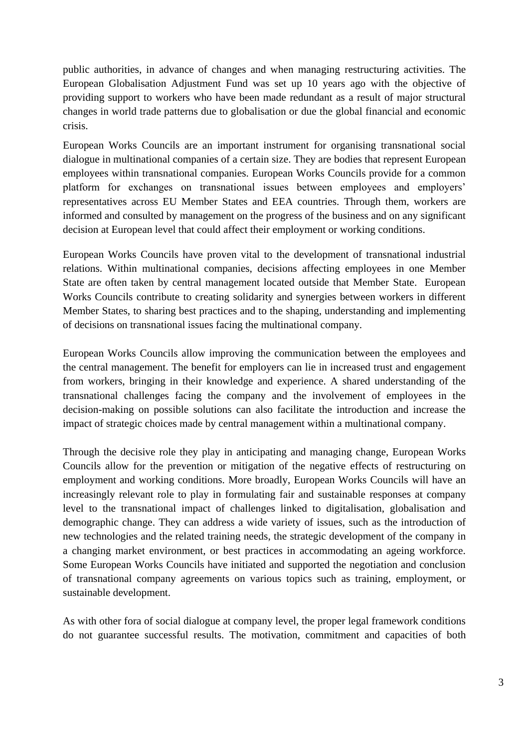public authorities, in advance of changes and when managing restructuring activities. The European Globalisation Adjustment Fund was set up 10 years ago with the objective of providing support to workers who have been made redundant as a result of major structural changes in world trade patterns due to globalisation or due the global financial and economic crisis.

European Works Councils are an important instrument for organising transnational social dialogue in multinational companies of a certain size. They are bodies that represent European employees within transnational companies. European Works Councils provide for a common platform for exchanges on transnational issues between employees and employers' representatives across EU Member States and EEA countries. Through them, workers are informed and consulted by management on the progress of the business and on any significant decision at European level that could affect their employment or working conditions.

European Works Councils have proven vital to the development of transnational industrial relations. Within multinational companies, decisions affecting employees in one Member State are often taken by central management located outside that Member State. European Works Councils contribute to creating solidarity and synergies between workers in different Member States, to sharing best practices and to the shaping, understanding and implementing of decisions on transnational issues facing the multinational company.

European Works Councils allow improving the communication between the employees and the central management. The benefit for employers can lie in increased trust and engagement from workers, bringing in their knowledge and experience. A shared understanding of the transnational challenges facing the company and the involvement of employees in the decision-making on possible solutions can also facilitate the introduction and increase the impact of strategic choices made by central management within a multinational company.

Through the decisive role they play in anticipating and managing change, European Works Councils allow for the prevention or mitigation of the negative effects of restructuring on employment and working conditions. More broadly, European Works Councils will have an increasingly relevant role to play in formulating fair and sustainable responses at company level to the transnational impact of challenges linked to digitalisation, globalisation and demographic change. They can address a wide variety of issues, such as the introduction of new technologies and the related training needs, the strategic development of the company in a changing market environment, or best practices in accommodating an ageing workforce. Some European Works Councils have initiated and supported the negotiation and conclusion of transnational company agreements on various topics such as training, employment, or sustainable development.

As with other fora of social dialogue at company level, the proper legal framework conditions do not guarantee successful results. The motivation, commitment and capacities of both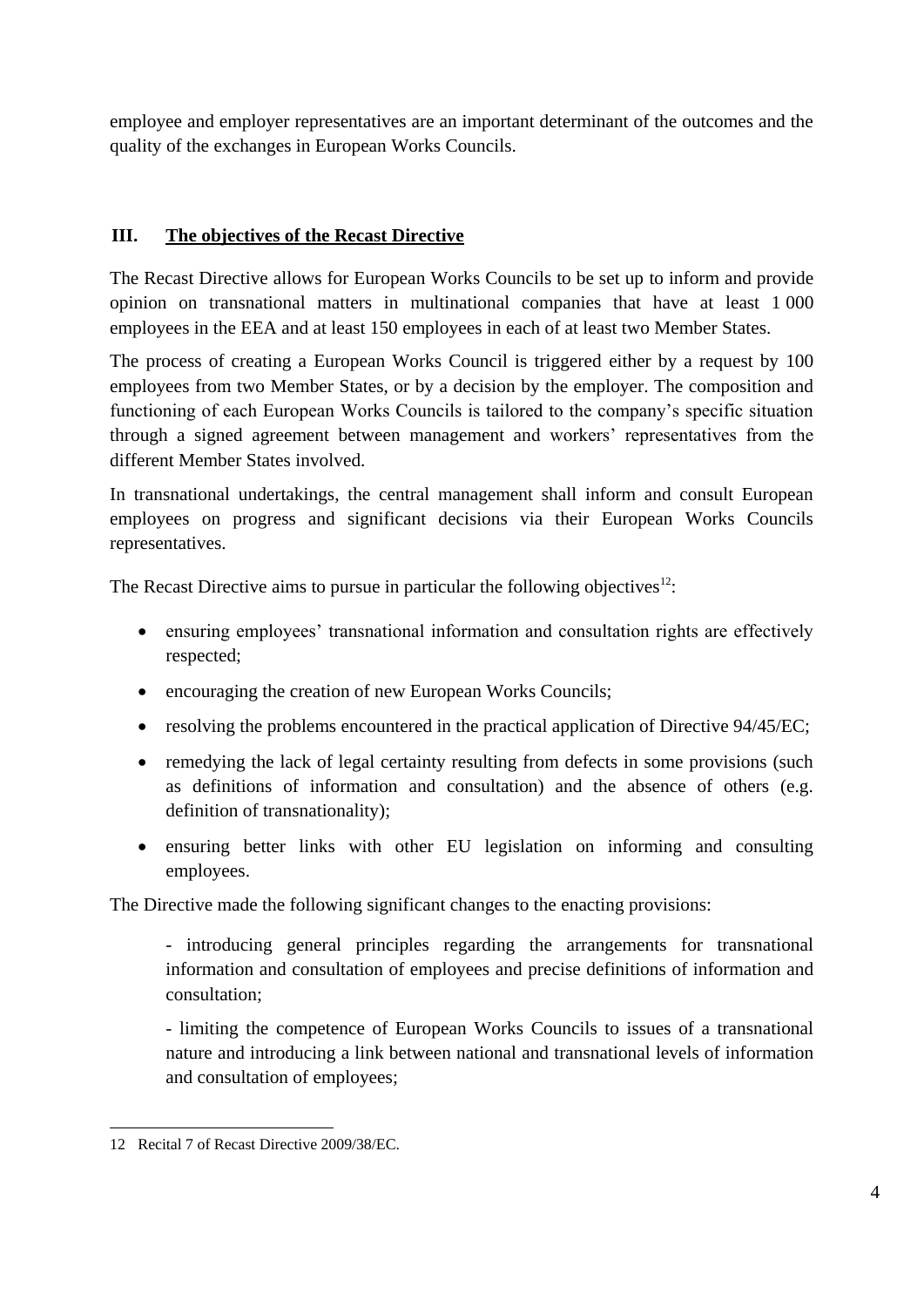employee and employer representatives are an important determinant of the outcomes and the quality of the exchanges in European Works Councils.

## III. The objectives of the Recast Directive

The Recast Directive allows for European Works Councils to be set up to inform and provide opinion on transnational matters in multinational companies that have at least 1 000 employees in the EEA and at least 150 employees in each of at least two Member States.

The process of creating a European Works Council is triggered either by a request by 100 employees from two Member States, or by a decision by the employer. The composition and functioning of each European Works Councils is tailored to the company's specific situation through a signed agreement between management and workers' representatives from the different Member States involved.

In transnational undertakings, the central management shall inform and consult European employees on progress and significant decisions via their European Works Councils representatives.

The Recast Directive aims to pursue in particular the following objectives[12]:

- ensuring employees' transnational information and consultation rights are effectively respected;
- encouraging the creation of new European Works Councils;
- resolving the problems encountered in the practical application of Directive 94/45/EC;
- remedying the lack of legal certainty resulting from defects in some provisions (such as definitions of information and consultation) and the absence of others (e.g. definition of transnationality);
- ensuring better links with other EU legislation on informing and consulting employees.

The Directive made the following significant changes to the enacting provisions:

- introducing general principles regarding the arrangements for transnational information and consultation of employees and precise definitions of information and consultation;

- limiting the competence of European Works Councils to issues of a transnational nature and introducing a link between national and transnational levels of information and consultation of employees;

---

12 Recital 7 of Recast Directive 2009/38/EC.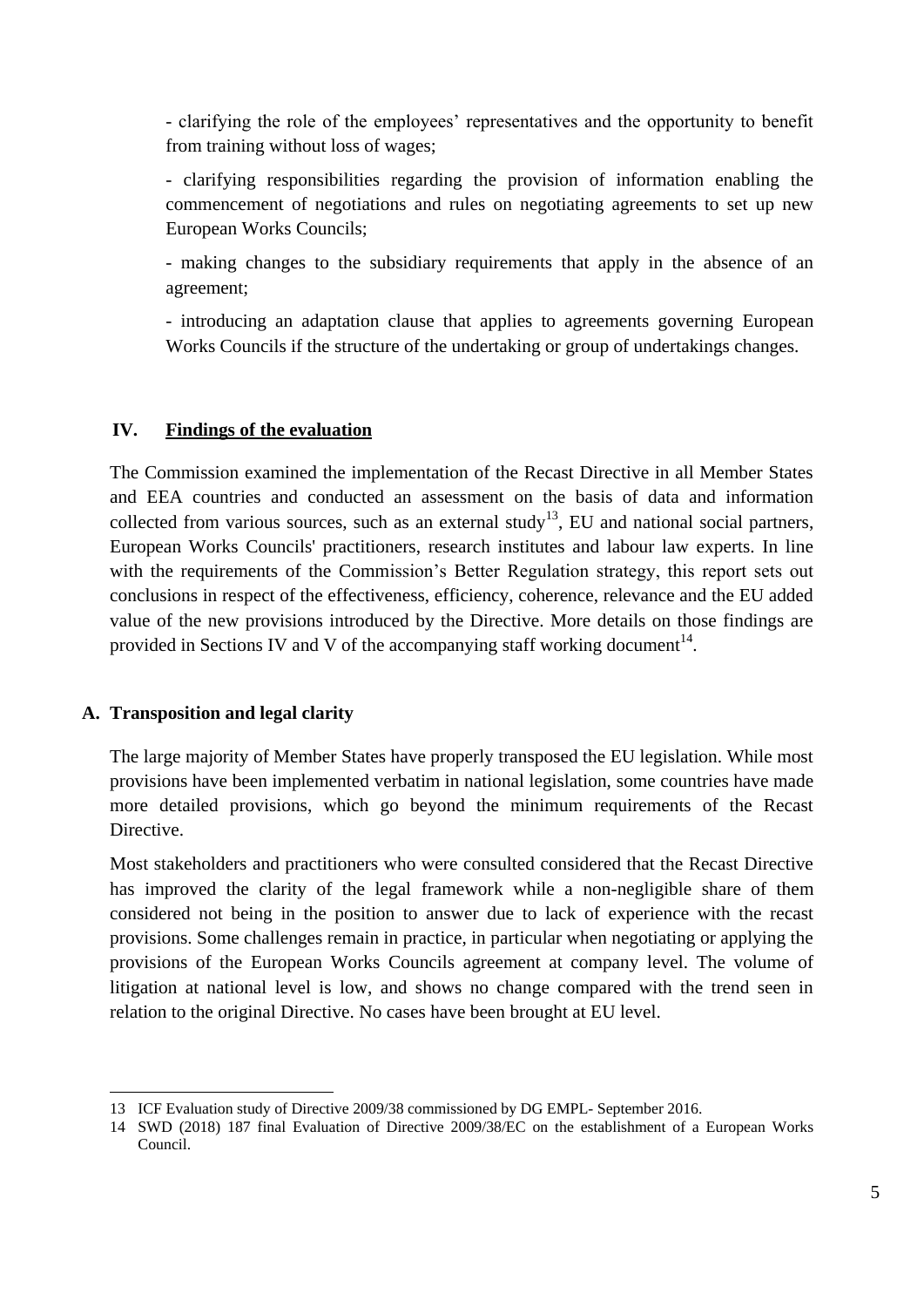- clarifying the role of the employees' representatives and the opportunity to benefit from training without loss of wages;

- clarifying responsibilities regarding the provision of information enabling the commencement of negotiations and rules on negotiating agreements to set up new European Works Councils;

- making changes to the subsidiary requirements that apply in the absence of an agreement;

- introducing an adaptation clause that applies to agreements governing European Works Councils if the structure of the undertaking or group of undertakings changes.

## IV. Findings of the evaluation

The Commission examined the implementation of the Recast Directive in all Member States and EEA countries and conducted an assessment on the basis of data and information collected from various sources, such as an external study[13], EU and national social partners, European Works Councils' practitioners, research institutes and labour law experts. In line with the requirements of the Commission's Better Regulation strategy, this report sets out conclusions in respect of the effectiveness, efficiency, coherence, relevance and the EU added value of the new provisions introduced by the Directive. More details on those findings are provided in Sections IV and V of the accompanying staff working document[14].

### A. Transposition and legal clarity

The large majority of Member States have properly transposed the EU legislation. While most provisions have been implemented verbatim in national legislation, some countries have made more detailed provisions, which go beyond the minimum requirements of the Recast Directive.

Most stakeholders and practitioners who were consulted considered that the Recast Directive has improved the clarity of the legal framework while a non-negligible share of them considered not being in the position to answer due to lack of experience with the recast provisions. Some challenges remain in practice, in particular when negotiating or applying the provisions of the European Works Councils agreement at company level. The volume of litigation at national level is low, and shows no change compared with the trend seen in relation to the original Directive. No cases have been brought at EU level.

---

13 ICF Evaluation study of Directive 2009/38 commissioned by DG EMPL- September 2016.

14 SWD (2018) 187 final Evaluation of Directive 2009/38/EC on the establishment of a European Works Council.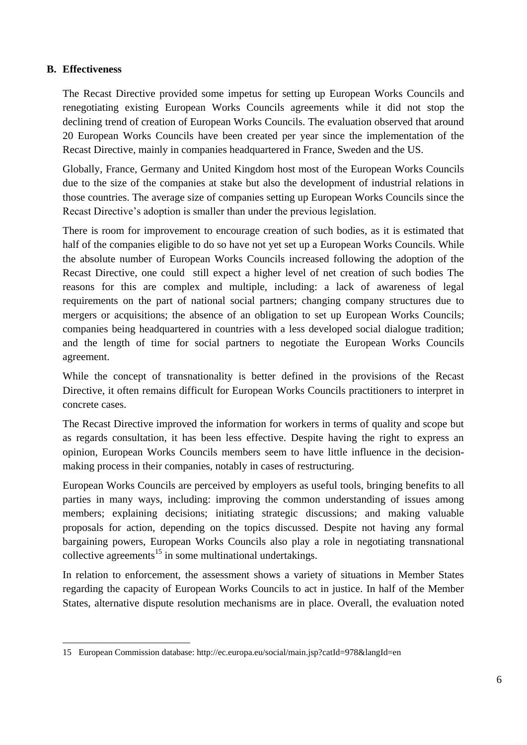## B. Effectiveness

The Recast Directive provided some impetus for setting up European Works Councils and renegotiating existing European Works Councils agreements while it did not stop the declining trend of creation of European Works Councils. The evaluation observed that around 20 European Works Councils have been created per year since the implementation of the Recast Directive, mainly in companies headquartered in France, Sweden and the US.

Globally, France, Germany and United Kingdom host most of the European Works Councils due to the size of the companies at stake but also the development of industrial relations in those countries. The average size of companies setting up European Works Councils since the Recast Directive's adoption is smaller than under the previous legislation.

There is room for improvement to encourage creation of such bodies, as it is estimated that half of the companies eligible to do so have not yet set up a European Works Councils. While the absolute number of European Works Councils increased following the adoption of the Recast Directive, one could still expect a higher level of net creation of such bodies The reasons for this are complex and multiple, including: a lack of awareness of legal requirements on the part of national social partners; changing company structures due to mergers or acquisitions; the absence of an obligation to set up European Works Councils; companies being headquartered in countries with a less developed social dialogue tradition; and the length of time for social partners to negotiate the European Works Councils agreement.

While the concept of transnationality is better defined in the provisions of the Recast Directive, it often remains difficult for European Works Councils practitioners to interpret in concrete cases.

The Recast Directive improved the information for workers in terms of quality and scope but as regards consultation, it has been less effective. Despite having the right to express an opinion, European Works Councils members seem to have little influence in the decision-making process in their companies, notably in cases of restructuring.

European Works Councils are perceived by employers as useful tools, bringing benefits to all parties in many ways, including: improving the common understanding of issues among members; explaining decisions; initiating strategic discussions; and making valuable proposals for action, depending on the topics discussed. Despite not having any formal bargaining powers, European Works Councils also play a role in negotiating transnational collective agreements[15] in some multinational undertakings.

In relation to enforcement, the assessment shows a variety of situations in Member States regarding the capacity of European Works Councils to act in justice. In half of the Member States, alternative dispute resolution mechanisms are in place. Overall, the evaluation noted

---

15 European Commission database: http://ec.europa.eu/social/main.jsp?catId=978&langId=en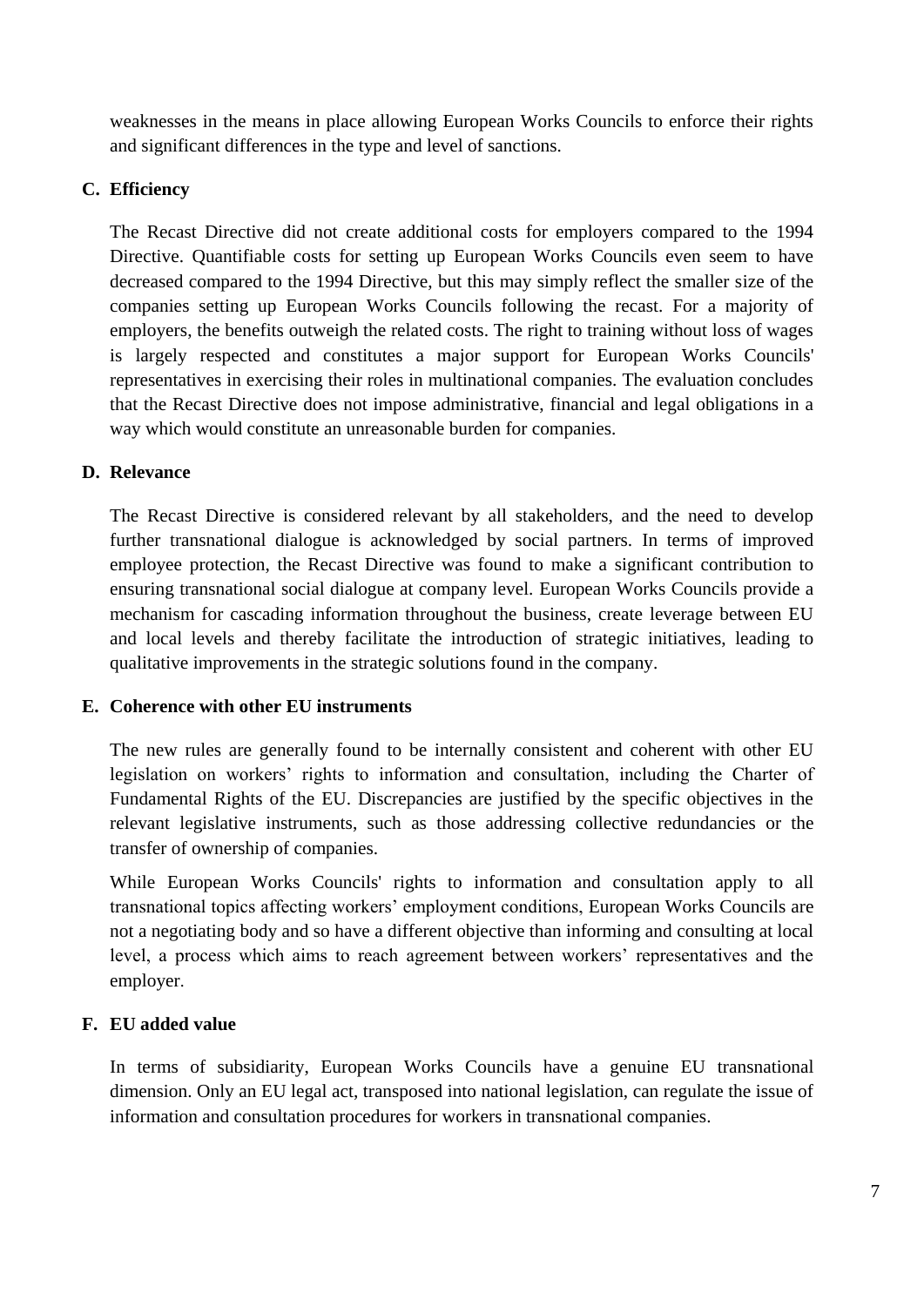weaknesses in the means in place allowing European Works Councils to enforce their rights and significant differences in the type and level of sanctions.

**C. Efficiency**

The Recast Directive did not create additional costs for employers compared to the 1994 Directive. Quantifiable costs for setting up European Works Councils even seem to have decreased compared to the 1994 Directive, but this may simply reflect the smaller size of the companies setting up European Works Councils following the recast. For a majority of employers, the benefits outweigh the related costs. The right to training without loss of wages is largely respected and constitutes a major support for European Works Councils' representatives in exercising their roles in multinational companies. The evaluation concludes that the Recast Directive does not impose administrative, financial and legal obligations in a way which would constitute an unreasonable burden for companies.

**D. Relevance**

The Recast Directive is considered relevant by all stakeholders, and the need to develop further transnational dialogue is acknowledged by social partners. In terms of improved employee protection, the Recast Directive was found to make a significant contribution to ensuring transnational social dialogue at company level. European Works Councils provide a mechanism for cascading information throughout the business, create leverage between EU and local levels and thereby facilitate the introduction of strategic initiatives, leading to qualitative improvements in the strategic solutions found in the company.

**E. Coherence with other EU instruments**

The new rules are generally found to be internally consistent and coherent with other EU legislation on workers' rights to information and consultation, including the Charter of Fundamental Rights of the EU. Discrepancies are justified by the specific objectives in the relevant legislative instruments, such as those addressing collective redundancies or the transfer of ownership of companies.

While European Works Councils' rights to information and consultation apply to all transnational topics affecting workers' employment conditions, European Works Councils are not a negotiating body and so have a different objective than informing and consulting at local level, a process which aims to reach agreement between workers' representatives and the employer.

**F. EU added value**

In terms of subsidiarity, European Works Councils have a genuine EU transnational dimension. Only an EU legal act, transposed into national legislation, can regulate the issue of information and consultation procedures for workers in transnational companies.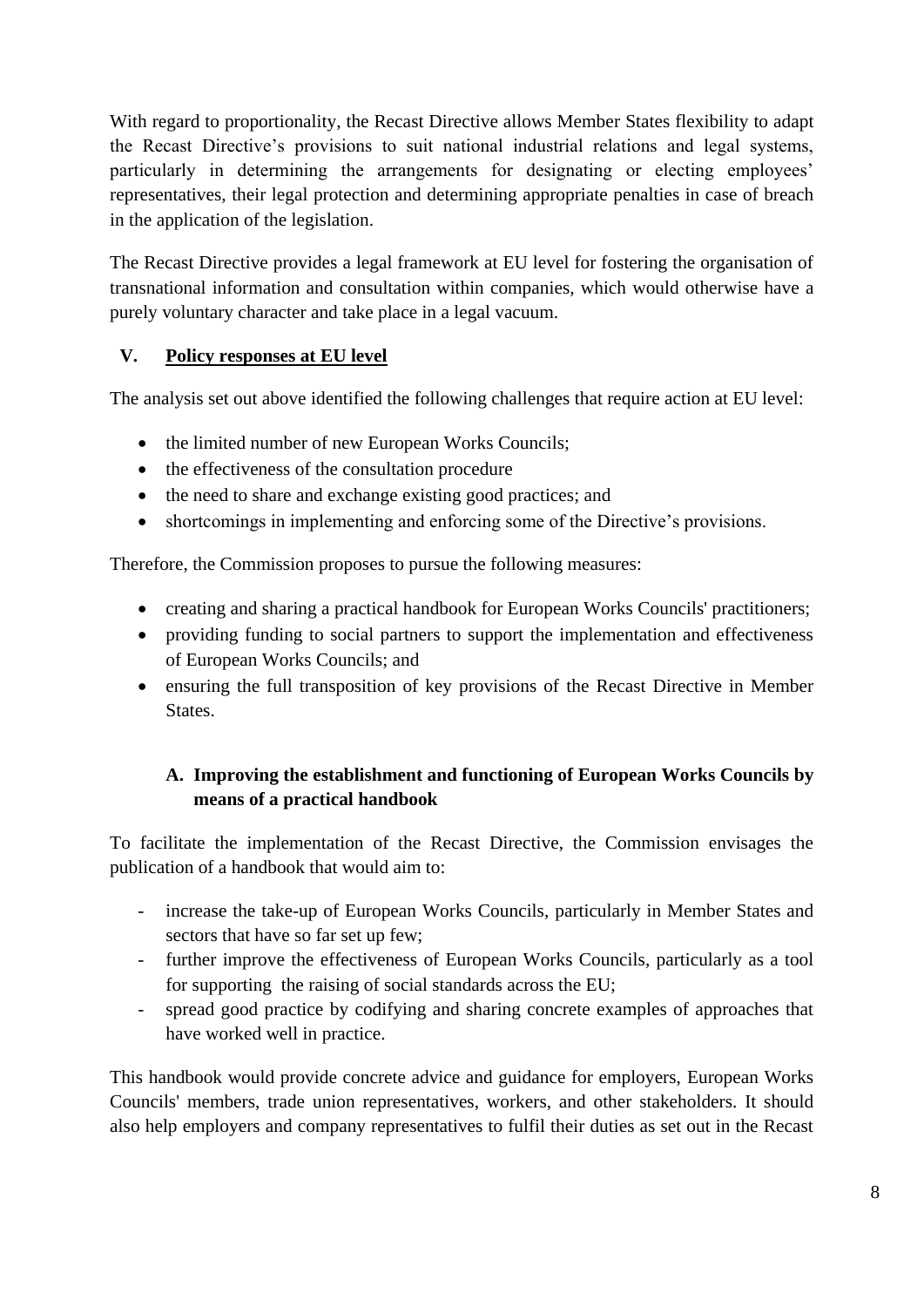With regard to proportionality, the Recast Directive allows Member States flexibility to adapt the Recast Directive's provisions to suit national industrial relations and legal systems, particularly in determining the arrangements for designating or electing employees' representatives, their legal protection and determining appropriate penalties in case of breach in the application of the legislation.

The Recast Directive provides a legal framework at EU level for fostering the organisation of transnational information and consultation within companies, which would otherwise have a purely voluntary character and take place in a legal vacuum.

## V. Policy responses at EU level

The analysis set out above identified the following challenges that require action at EU level:

- the limited number of new European Works Councils;
- the effectiveness of the consultation procedure
- the need to share and exchange existing good practices; and
- shortcomings in implementing and enforcing some of the Directive's provisions.

Therefore, the Commission proposes to pursue the following measures:

- creating and sharing a practical handbook for European Works Councils' practitioners;
- providing funding to social partners to support the implementation and effectiveness of European Works Councils; and
- ensuring the full transposition of key provisions of the Recast Directive in Member States.

### A. Improving the establishment and functioning of European Works Councils by means of a practical handbook

To facilitate the implementation of the Recast Directive, the Commission envisages the publication of a handbook that would aim to:

- increase the take-up of European Works Councils, particularly in Member States and sectors that have so far set up few;
- further improve the effectiveness of European Works Councils, particularly as a tool for supporting the raising of social standards across the EU;
- spread good practice by codifying and sharing concrete examples of approaches that have worked well in practice.

This handbook would provide concrete advice and guidance for employers, European Works Councils' members, trade union representatives, workers, and other stakeholders. It should also help employers and company representatives to fulfil their duties as set out in the Recast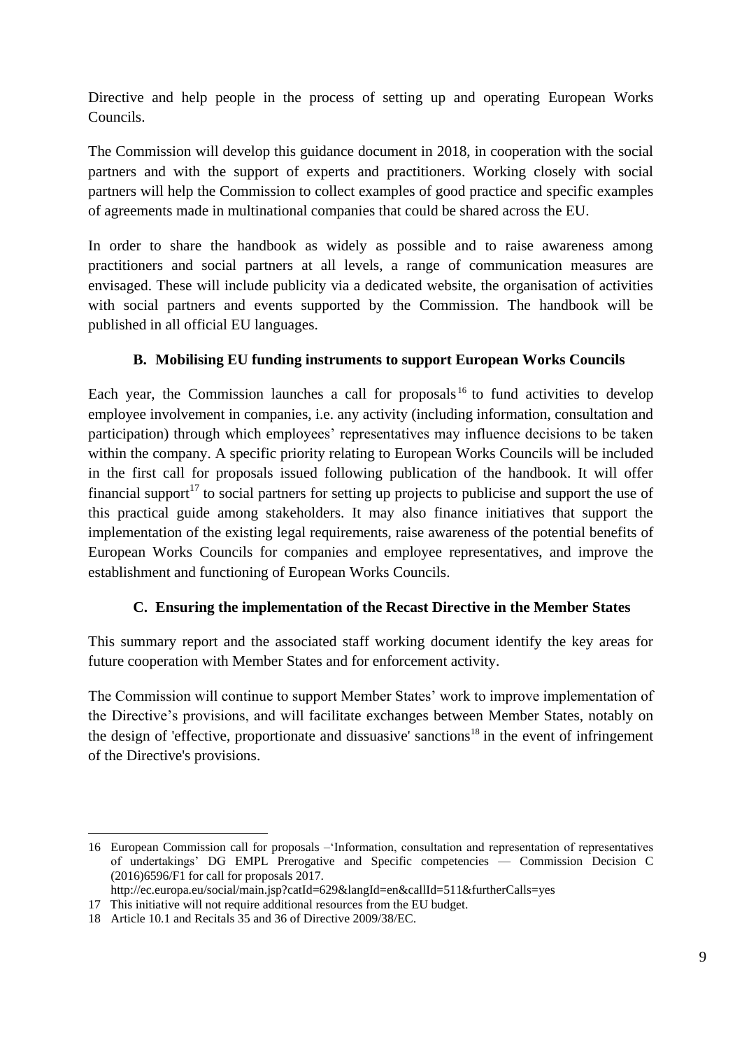Directive and help people in the process of setting up and operating European Works Councils.

The Commission will develop this guidance document in 2018, in cooperation with the social partners and with the support of experts and practitioners. Working closely with social partners will help the Commission to collect examples of good practice and specific examples of agreements made in multinational companies that could be shared across the EU.

In order to share the handbook as widely as possible and to raise awareness among practitioners and social partners at all levels, a range of communication measures are envisaged. These will include publicity via a dedicated website, the organisation of activities with social partners and events supported by the Commission. The handbook will be published in all official EU languages.

### B. Mobilising EU funding instruments to support European Works Councils

Each year, the Commission launches a call for proposals[16] to fund activities to develop employee involvement in companies, i.e. any activity (including information, consultation and participation) through which employees' representatives may influence decisions to be taken within the company. A specific priority relating to European Works Councils will be included in the first call for proposals issued following publication of the handbook. It will offer financial support[17] to social partners for setting up projects to publicise and support the use of this practical guide among stakeholders. It may also finance initiatives that support the implementation of the existing legal requirements, raise awareness of the potential benefits of European Works Councils for companies and employee representatives, and improve the establishment and functioning of European Works Councils.

### C. Ensuring the implementation of the Recast Directive in the Member States

This summary report and the associated staff working document identify the key areas for future cooperation with Member States and for enforcement activity.

The Commission will continue to support Member States' work to improve implementation of the Directive's provisions, and will facilitate exchanges between Member States, notably on the design of 'effective, proportionate and dissuasive' sanctions[18] in the event of infringement of the Directive's provisions.

---

16 European Commission call for proposals –'Information, consultation and representation of representatives of undertakings' DG EMPL Prerogative and Specific competencies — Commission Decision C (2016)6596/F1 for call for proposals 2017. http://ec.europa.eu/social/main.jsp?catId=629&langId=en&callId=511&furtherCalls=yes

17 This initiative will not require additional resources from the EU budget.

18 Article 10.1 and Recitals 35 and 36 of Directive 2009/38/EC.